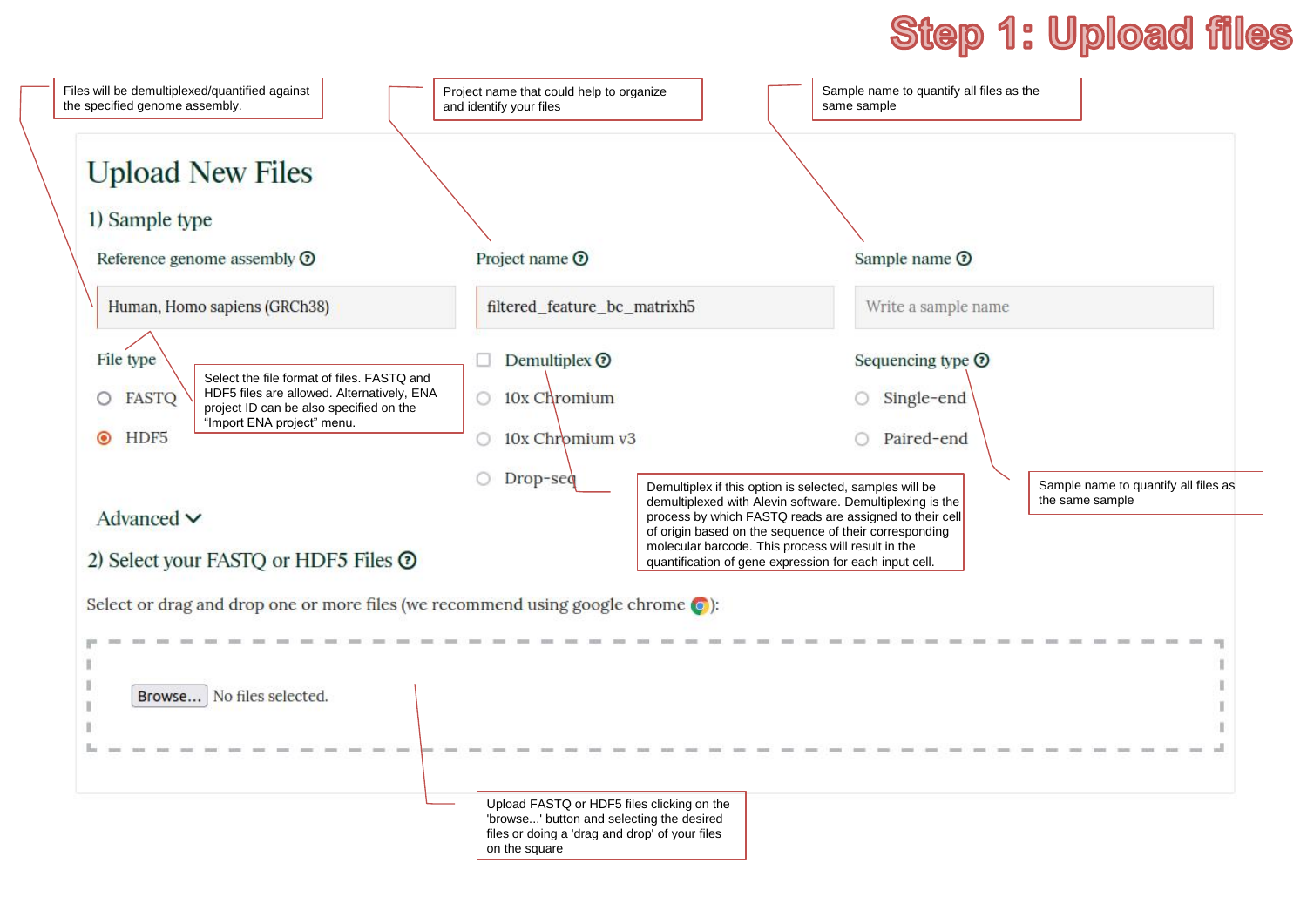# Step 1: Upload files

Files will be demultiplexed/quantified against the specified genome assembly.

Project name that could help to organize and identify your files

Sample name to quantify all files as the same sample

## Upload New Files

### 1) Sample type

**Reference genome assembly** ⓘ

Human, Homo sapiens (GRCh38)

**Project name** ⓘ

filtered_feature_bc_matrixh5

**Sample name** ⓘ

Write a sample name

**File type**

- ○ FASTQ
- ◉ HDF5

Select the file format of files. FASTQ and HDF5 files are allowed. Alternatively, ENA project ID can be also specified on the "Import ENA project" menu.

☐ **Demultiplex** ⓘ

- ○ 10x Chromium
- ○ 10x Chromium v3
- ○ Drop-seq

Demultiplex if this option is selected, samples will be demultiplexed with Alevin software. Demultiplexing is the process by which FASTQ reads are assigned to their cell of origin based on the sequence of their corresponding molecular barcode. This process will result in the quantification of gene expression for each input cell.

**Sequencing type** ⓘ

- ○ Single-end
- ○ Paired-end

Sample name to quantify all files as the same sample

Advanced ⌄

### 2) Select your FASTQ or HDF5 Files ⓘ

Select or drag and drop one or more files (we recommend using google chrome):

Browse... No files selected.

Upload FASTQ or HDF5 files clicking on the 'browse...' button and selecting the desired files or doing a 'drag and drop' of your files on the square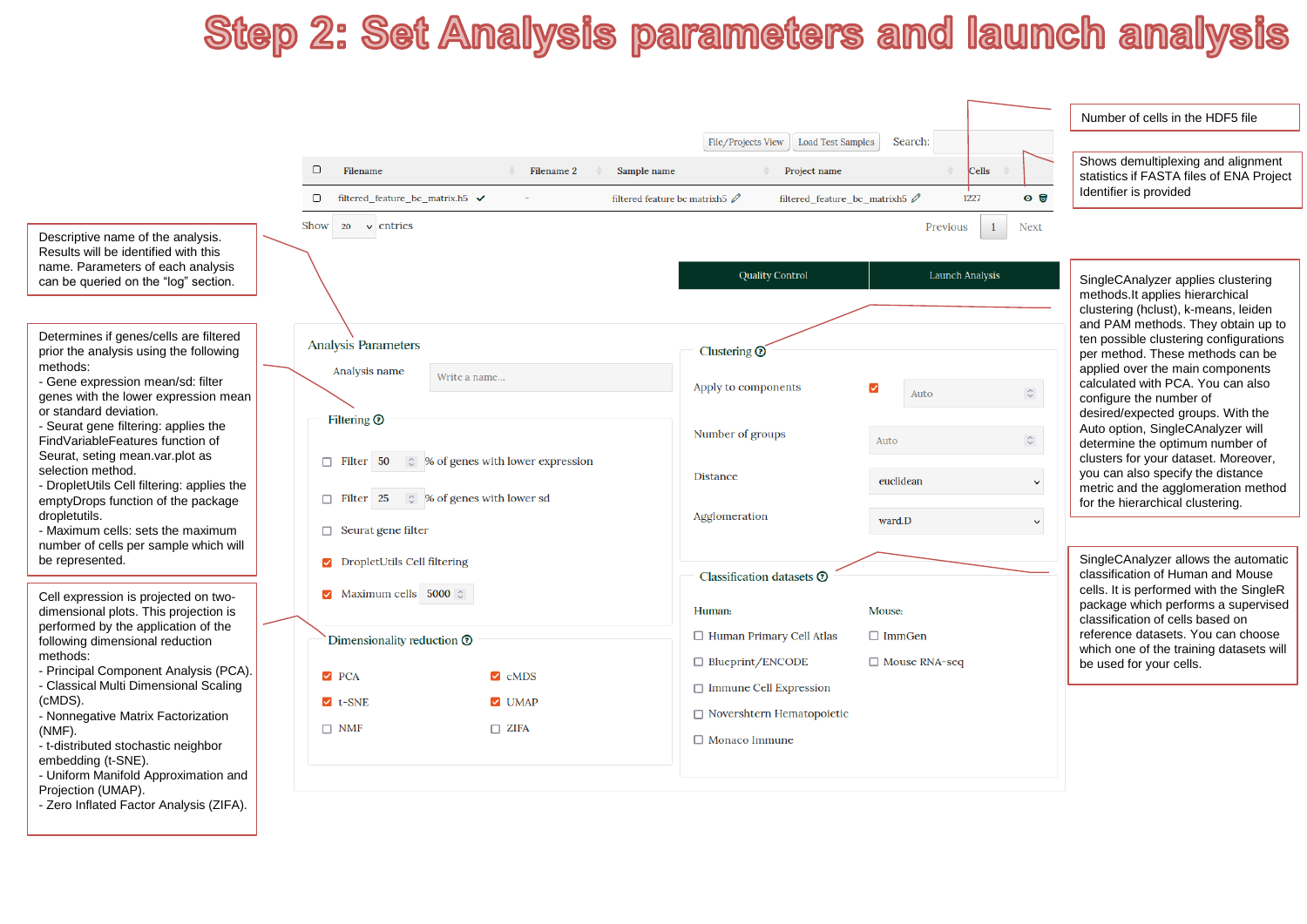# Step 2: Set Analysis parameters and launch analysis

Number of cells in the HDF5 file

Shows demultiplexing and alignment statistics if FASTA files of ENA Project Identifier is provided

File/Projects View | Load Test Samples | Search:

| | Filename | Filename 2 | Sample name | Project name | Cells | |
|---|---|---|---|---|---|---|
| ☐ | filtered_feature_bc_matrix.h5 ✓ | - | filtered feature bc matrixh5 | filtered_feature_bc_matrixh5 | 1227 | |

Show 20 entries — Previous 1 Next

Quality Control | Launch Analysis

Descriptive name of the analysis. Results will be identified with this name. Parameters of each analysis can be queried on the "log" section.

Determines if genes/cells are filtered prior the analysis using the following methods:
- Gene expression mean/sd: filter genes with the lower expression mean or standard deviation.
- Seurat gene filtering: applies the FindVariableFeatures function of Seurat, seting mean.var.plot as selection method.
- DropletUtils Cell filtering: applies the emptyDrops function of the package dropletutils.
- Maximum cells: sets the maximum number of cells per sample which will be represented.

Cell expression is projected on two-dimensional plots. This projection is performed by the application of the following dimensional reduction methods:
- Principal Component Analysis (PCA).
- Classical Multi Dimensional Scaling (cMDS).
- Nonnegative Matrix Factorization (NMF).
- t-distributed stochastic neighbor embedding (t-SNE).
- Uniform Manifold Approximation and Projection (UMAP).
- Zero Inflated Factor Analysis (ZIFA).

Analysis Parameters

Analysis name: Write a name...

Filtering
- ☐ Filter 50 % of genes with lower expression
- ☐ Filter 25 % of genes with lower sd
- ☐ Seurat gene filter
- ☑ DropletUtils Cell filtering
- ☑ Maximum cells 5000

Dimensionality reduction
- ☑ PCA
- ☑ cMDS
- ☑ t-SNE
- ☑ UMAP
- ☐ NMF
- ☐ ZIFA

Clustering
- Apply to components ☑ Auto
- Number of groups: Auto
- Distance: euclidean
- Agglomeration: ward.D

Classification datasets

Human:
- ☐ Human Primary Cell Atlas
- ☐ Blueprint/ENCODE
- ☐ Immune Cell Expression
- ☐ Novershtern Hematopoietic
- ☐ Monaco Immune

Mouse:
- ☐ ImmGen
- ☐ Mouse RNA-seq

SingleCAnalyzer applies clustering methods.It applies hierarchical clustering (hclust), k-means, leiden and PAM methods. They obtain up to ten possible clustering configurations per method. These methods can be applied over the main components calculated with PCA. You can also configure the number of desired/expected groups. With the Auto option, SingleCAnalyzer will determine the optimum number of clusters for your dataset. Moreover, you can also specify the distance metric and the agglomeration method for the hierarchical clustering.

SingleCAnalyzer allows the automatic classification of Human and Mouse cells. It is performed with the SingleR package which performs a supervised classification of cells based on reference datasets. You can choose which one of the training datasets will be used for your cells.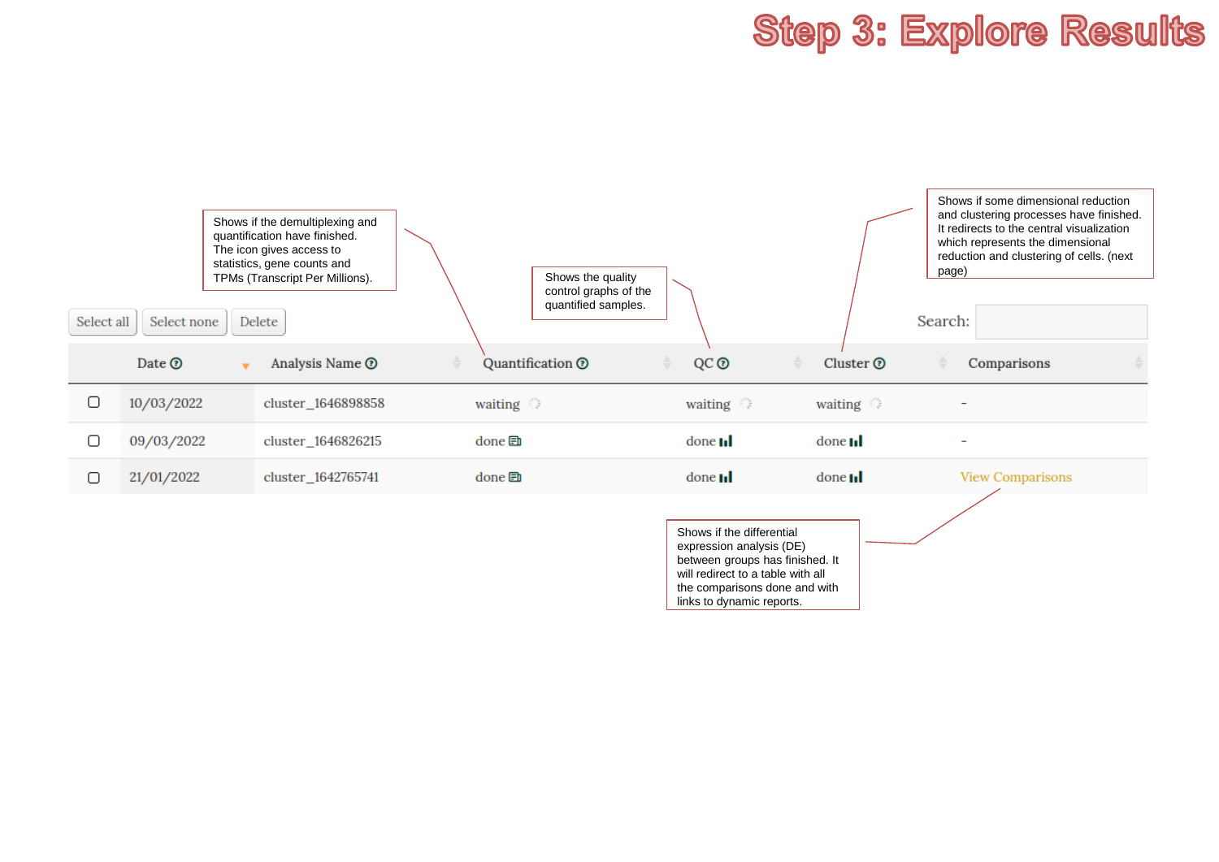# Step 3: Explore Results

Shows if the demultiplexing and quantification have finished. The icon gives access to statistics, gene counts and TPMs (Transcript Per Millions).

Shows the quality control graphs of the quantified samples.

Shows if some dimensional reduction and clustering processes have finished. It redirects to the central visualization which represents the dimensional reduction and clustering of cells. (next page)

Select all | Select none | Delete

Search:

| | Date | Analysis Name | Quantification | QC | Cluster | Comparisons |
|---|---|---|---|---|---|---|
| ☐ | 10/03/2022 | cluster_1646898858 | waiting | waiting | waiting | - |
| ☐ | 09/03/2022 | cluster_1646826215 | done | done | done | - |
| ☐ | 21/01/2022 | cluster_1642765741 | done | done | done | View Comparisons |

Shows if the differential expression analysis (DE) between groups has finished. It will redirect to a table with all the comparisons done and with links to dynamic reports.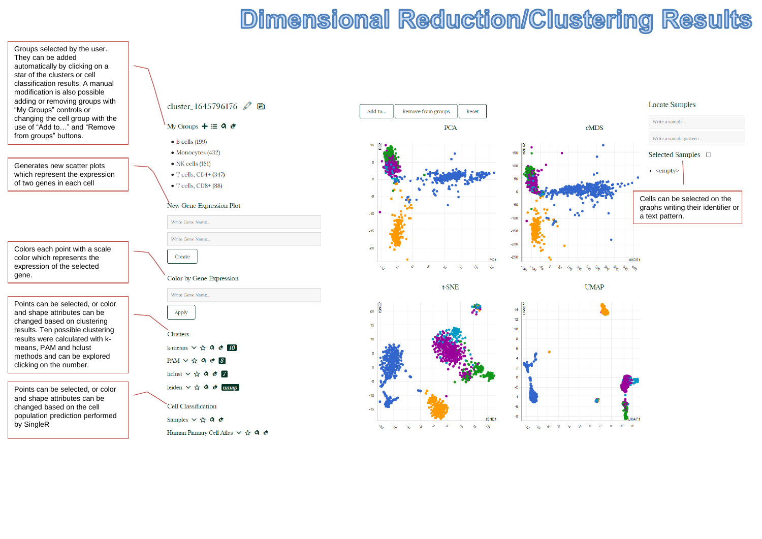# Dimensional Reduction/Clustering Results

Groups selected by the user. They can be added automatically by clicking on a star of the clusters or cell classification results. A manual modification is also possible adding or removing groups with “My Groups” controls or changing the cell group with the use of “Add to…” and “Remove from groups” buttons.

Generates new scatter plots which represent the expression of two genes in each cell

Colors each point with a scale color which represents the expression of the selected gene.

Points can be selected, or color and shape attributes can be changed based on clustering results. Ten possible clustering results were calculated with k-means, PAM and hclust methods and can be explored clicking on the number.

Points can be selected, or color and shape attributes can be changed based on the cell population prediction performed by SingleR

cluster_1645796176

My Groups

- B cells (199)
- Monocytes (432)
- NK cells (161)
- T cells, CD4+ (347)
- T cells, CD8+ (88)

New Gene Expression Plot

Write Gene Name...

Write Gene Name...

Create

Color by Gene Expression

Write Gene Name...

Apply

Clusters

k-means 10

PAM 8

hclust 7

leiden umap

Cell Classification

Samples

Human Primary Cell Atlas

Add to... | Remove from groups | Reset

PCA

cMDS

t-SNE

UMAP

Locate Samples

Write a sample...

Write a sample pattern...

Selected Samples

- <empty>

Cells can be selected on the graphs writing their identifier or a text pattern.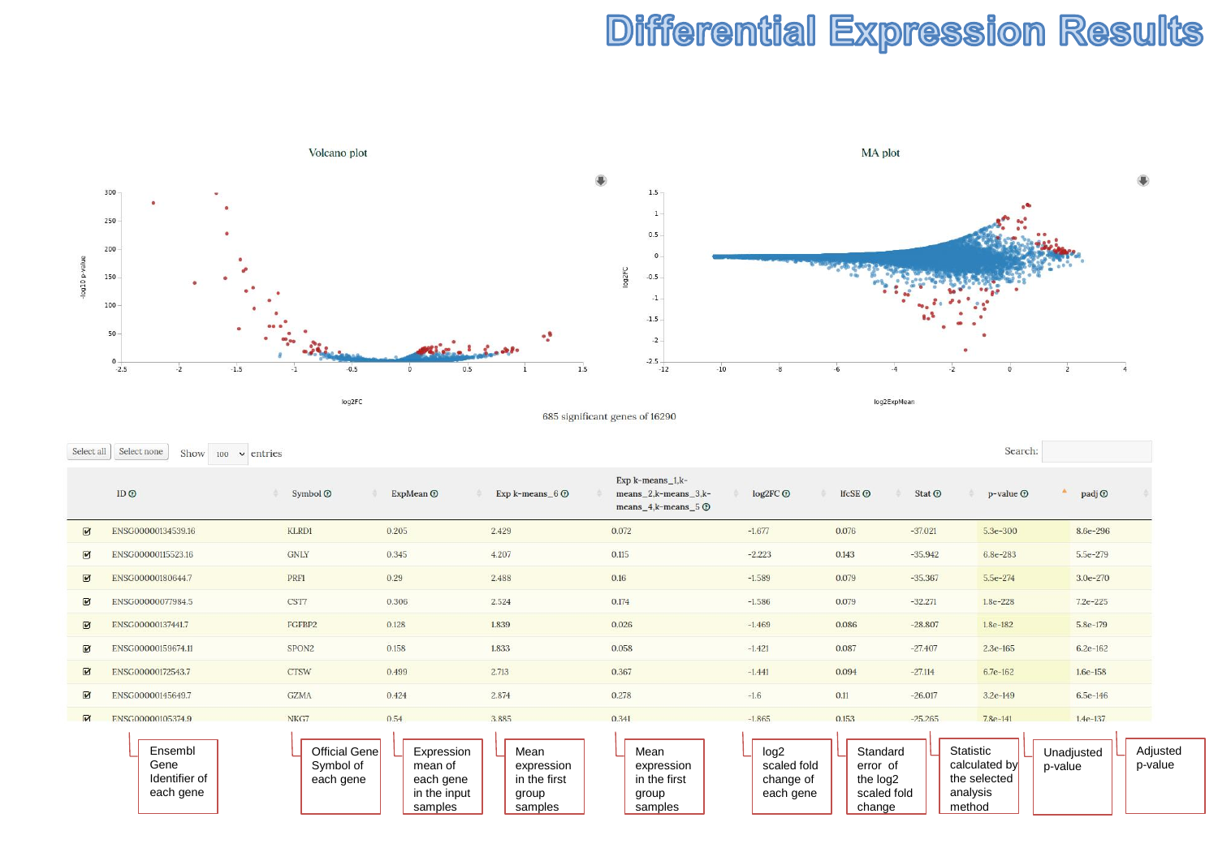# Differential Expression Results

Volcano plot

MA plot

685 significant genes of 16290

Select all | Select none | Show 100 entries | Search:

| | ID | Symbol | ExpMean | Exp k-means_6 | Exp k-means_1,k-means_2,k-means_3,k-means_4,k-means_5 | log2FC | lfcSE | Stat | p-value | padj |
|---|---|---|---|---|---|---|---|---|---|---|
| ☑ | ENSG00000134539.16 | KLRD1 | 0.205 | 2.429 | 0.072 | -1.677 | 0.076 | -37.021 | 5.3e-300 | 8.6e-296 |
| ☑ | ENSG00000115523.16 | GNLY | 0.345 | 4.207 | 0.115 | -2.223 | 0.143 | -35.942 | 6.8e-283 | 5.5e-279 |
| ☑ | ENSG00000180644.7 | PRF1 | 0.29 | 2.488 | 0.16 | -1.589 | 0.079 | -35.367 | 5.5e-274 | 3.0e-270 |
| ☑ | ENSG00000077984.5 | CST7 | 0.306 | 2.524 | 0.174 | -1.586 | 0.079 | -32.271 | 1.8e-228 | 7.2e-225 |
| ☑ | ENSG00000137441.7 | FGFBP2 | 0.128 | 1.839 | 0.026 | -1.469 | 0.086 | -28.807 | 1.8e-182 | 5.8e-179 |
| ☑ | ENSG00000159674.11 | SPON2 | 0.158 | 1.833 | 0.058 | -1.421 | 0.087 | -27.407 | 2.3e-165 | 6.2e-162 |
| ☑ | ENSG00000172543.7 | CTSW | 0.499 | 2.713 | 0.367 | -1.441 | 0.094 | -27.114 | 6.7e-162 | 1.6e-158 |
| ☑ | ENSG00000145649.7 | GZMA | 0.424 | 2.874 | 0.278 | -1.6 | 0.11 | -26.017 | 3.2e-149 | 6.5e-146 |
| ☑ | ENSG00000105374.9 | NKG7 | 0.54 | 3.885 | 0.341 | -1.865 | 0.153 | -25.265 | 7.8e-141 | 1.4e-137 |

- Ensembl Gene Identifier of each gene
- Official Gene Symbol of each gene
- Expression mean of each gene in the input samples
- Mean expression in the first group samples
- Mean expression in the first group samples
- log2 scaled fold change of each gene
- Standard error of the log2 scaled fold change
- Statistic calculated by the selected analysis method
- Unadjusted p-value
- Adjusted p-value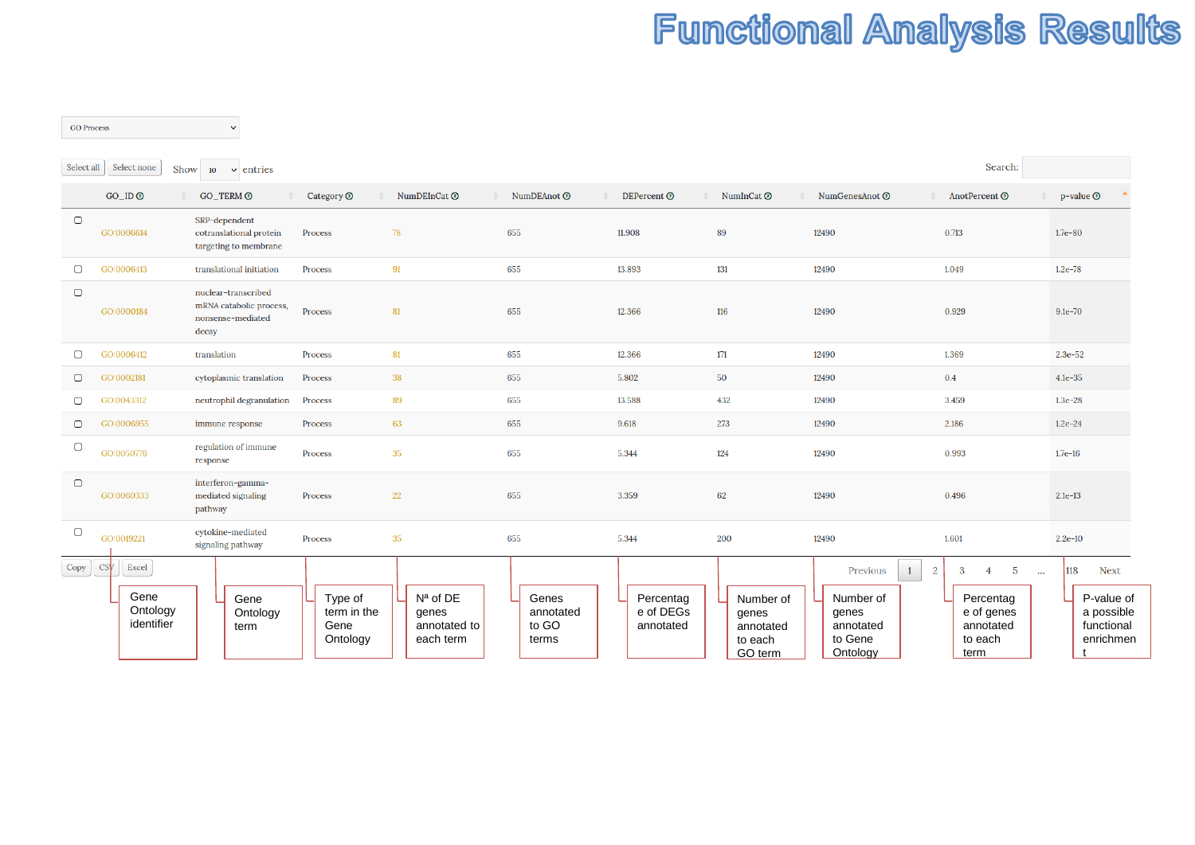# Functional Analysis Results

GO Process

Select all | Select none | Show 10 entries | Search:

| | GO_ID | GO_TERM | Category | NumDEInCat | NumDEAnot | DEPercent | NumInCat | NumGenesAnot | AnotPercent | p-value |
|---|---|---|---|---|---|---|---|---|---|---|
| ☐ | GO:0006614 | SRP-dependent cotranslational protein targeting to membrane | Process | 78 | 655 | 11.908 | 89 | 12490 | 0.713 | 1.7e-80 |
| ☐ | GO:0006413 | translational initiation | Process | 91 | 655 | 13.893 | 131 | 12490 | 1.049 | 1.2e-78 |
| ☐ | GO:0000184 | nuclear-transcribed mRNA catabolic process, nonsense-mediated decay | Process | 81 | 655 | 12.366 | 116 | 12490 | 0.929 | 9.1e-70 |
| ☐ | GO:0006412 | translation | Process | 81 | 655 | 12.366 | 171 | 12490 | 1.369 | 2.3e-52 |
| ☐ | GO:0002181 | cytoplasmic translation | Process | 38 | 655 | 5.802 | 50 | 12490 | 0.4 | 4.1e-35 |
| ☐ | GO:0043312 | neutrophil degranulation | Process | 89 | 655 | 13.588 | 432 | 12490 | 3.459 | 1.3e-28 |
| ☐ | GO:0006955 | immune response | Process | 63 | 655 | 9.618 | 273 | 12490 | 2.186 | 1.2e-24 |
| ☐ | GO:0050776 | regulation of immune response | Process | 35 | 655 | 5.344 | 124 | 12490 | 0.993 | 1.7e-16 |
| ☐ | GO:0060333 | interferon-gamma-mediated signaling pathway | Process | 22 | 655 | 3.359 | 62 | 12490 | 0.496 | 2.1e-13 |
| ☐ | GO:0019221 | cytokine-mediated signaling pathway | Process | 35 | 655 | 5.344 | 200 | 12490 | 1.601 | 2.2e-10 |

Copy | CSV | Excel

Previous 1 2 3 4 5 ... 118 Next

- Gene Ontology identifier
- Gene Ontology term
- Type of term in the Gene Ontology
- Nª of DE genes annotated to each term
- Genes annotated to GO terms
- Percentage of DEGs annotated
- Number of genes annotated to each GO term
- Number of genes annotated to Gene Ontology
- Percentage of genes annotated to each term
- P-value of a possible functional enrichment